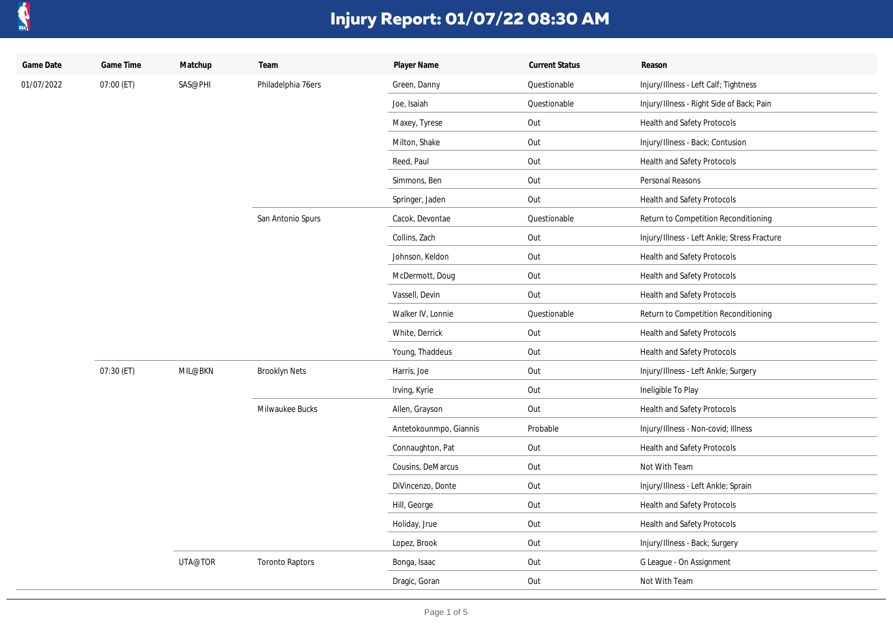# Injury Report: 01/07/22 08:30 AM

| Game Date | Game Time | Matchup | Team | Player Name | Current Status | Reason |
|---|---|---|---|---|---|---|
| 01/07/2022 | 07:00 (ET) | SAS@PHI | Philadelphia 76ers | Green, Danny | Questionable | Injury/Illness - Left Calf; Tightness |
| | | | | Joe, Isaiah | Questionable | Injury/Illness - Right Side of Back; Pain |
| | | | | Maxey, Tyrese | Out | Health and Safety Protocols |
| | | | | Milton, Shake | Out | Injury/Illness - Back; Contusion |
| | | | | Reed, Paul | Out | Health and Safety Protocols |
| | | | | Simmons, Ben | Out | Personal Reasons |
| | | | | Springer, Jaden | Out | Health and Safety Protocols |
| | | | San Antonio Spurs | Cacok, Devontae | Questionable | Return to Competition Reconditioning |
| | | | | Collins, Zach | Out | Injury/Illness - Left Ankle; Stress Fracture |
| | | | | Johnson, Keldon | Out | Health and Safety Protocols |
| | | | | McDermott, Doug | Out | Health and Safety Protocols |
| | | | | Vassell, Devin | Out | Health and Safety Protocols |
| | | | | Walker IV, Lonnie | Questionable | Return to Competition Reconditioning |
| | | | | White, Derrick | Out | Health and Safety Protocols |
| | | | | Young, Thaddeus | Out | Health and Safety Protocols |
| | 07:30 (ET) | MIL@BKN | Brooklyn Nets | Harris, Joe | Out | Injury/Illness - Left Ankle; Surgery |
| | | | | Irving, Kyrie | Out | Ineligible To Play |
| | | | Milwaukee Bucks | Allen, Grayson | Out | Health and Safety Protocols |
| | | | | Antetokounmpo, Giannis | Probable | Injury/Illness - Non-covid; Illness |
| | | | | Connaughton, Pat | Out | Health and Safety Protocols |
| | | | | Cousins, DeMarcus | Out | Not With Team |
| | | | | DiVincenzo, Donte | Out | Injury/Illness - Left Ankle; Sprain |
| | | | | Hill, George | Out | Health and Safety Protocols |
| | | | | Holiday, Jrue | Out | Health and Safety Protocols |
| | | | | Lopez, Brook | Out | Injury/Illness - Back; Surgery |
| | | UTA@TOR | Toronto Raptors | Bonga, Isaac | Out | G League - On Assignment |
| | | | | Dragic, Goran | Out | Not With Team |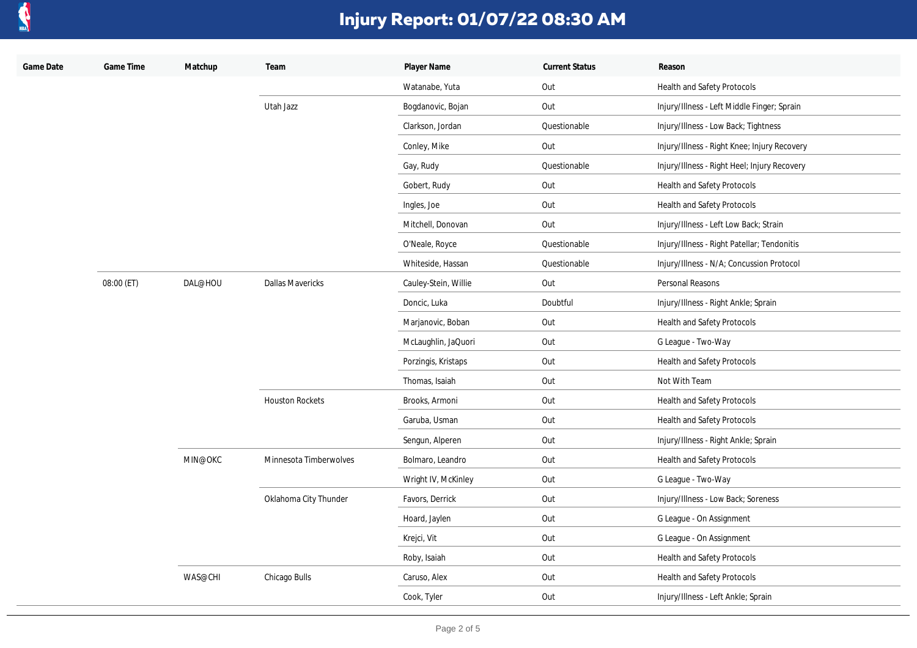# Injury Report: 01/07/22 08:30 AM

| Game Date | Game Time | Matchup | Team | Player Name | Current Status | Reason |
|---|---|---|---|---|---|---|
| | | | | Watanabe, Yuta | Out | Health and Safety Protocols |
| | | | Utah Jazz | Bogdanovic, Bojan | Out | Injury/Illness - Left Middle Finger; Sprain |
| | | | | Clarkson, Jordan | Questionable | Injury/Illness - Low Back; Tightness |
| | | | | Conley, Mike | Out | Injury/Illness - Right Knee; Injury Recovery |
| | | | | Gay, Rudy | Questionable | Injury/Illness - Right Heel; Injury Recovery |
| | | | | Gobert, Rudy | Out | Health and Safety Protocols |
| | | | | Ingles, Joe | Out | Health and Safety Protocols |
| | | | | Mitchell, Donovan | Out | Injury/Illness - Left Low Back; Strain |
| | | | | O'Neale, Royce | Questionable | Injury/Illness - Right Patellar; Tendonitis |
| | | | | Whiteside, Hassan | Questionable | Injury/Illness - N/A; Concussion Protocol |
| | 08:00 (ET) | DAL@HOU | Dallas Mavericks | Cauley-Stein, Willie | Out | Personal Reasons |
| | | | | Doncic, Luka | Doubtful | Injury/Illness - Right Ankle; Sprain |
| | | | | Marjanovic, Boban | Out | Health and Safety Protocols |
| | | | | McLaughlin, JaQuori | Out | G League - Two-Way |
| | | | | Porzingis, Kristaps | Out | Health and Safety Protocols |
| | | | | Thomas, Isaiah | Out | Not With Team |
| | | | Houston Rockets | Brooks, Armoni | Out | Health and Safety Protocols |
| | | | | Garuba, Usman | Out | Health and Safety Protocols |
| | | | | Sengun, Alperen | Out | Injury/Illness - Right Ankle; Sprain |
| | | MIN@OKC | Minnesota Timberwolves | Bolmaro, Leandro | Out | Health and Safety Protocols |
| | | | | Wright IV, McKinley | Out | G League - Two-Way |
| | | | Oklahoma City Thunder | Favors, Derrick | Out | Injury/Illness - Low Back; Soreness |
| | | | | Hoard, Jaylen | Out | G League - On Assignment |
| | | | | Krejci, Vit | Out | G League - On Assignment |
| | | | | Roby, Isaiah | Out | Health and Safety Protocols |
| | | WAS@CHI | Chicago Bulls | Caruso, Alex | Out | Health and Safety Protocols |
| | | | | Cook, Tyler | Out | Injury/Illness - Left Ankle; Sprain |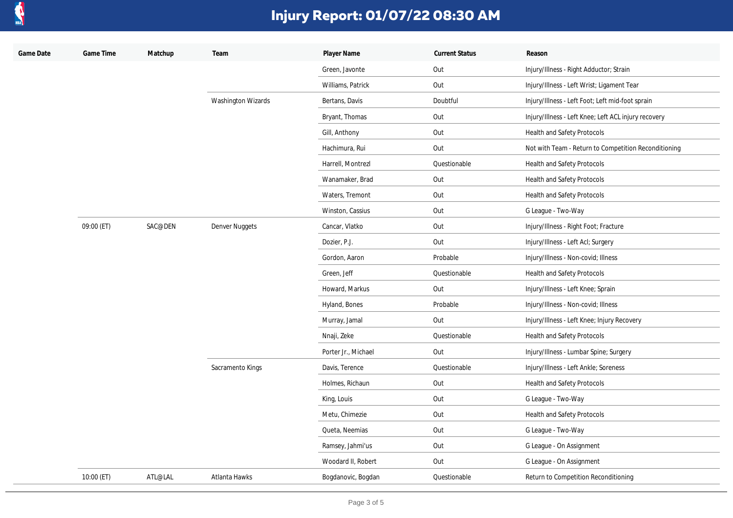# Injury Report: 01/07/22 08:30 AM

| Game Date | Game Time | Matchup | Team | Player Name | Current Status | Reason |
|---|---|---|---|---|---|---|
| | | | | Green, Javonte | Out | Injury/Illness - Right Adductor; Strain |
| | | | | Williams, Patrick | Out | Injury/Illness - Left Wrist; Ligament Tear |
| | | | Washington Wizards | Bertans, Davis | Doubtful | Injury/Illness - Left Foot; Left mid-foot sprain |
| | | | | Bryant, Thomas | Out | Injury/Illness - Left Knee; Left ACL injury recovery |
| | | | | Gill, Anthony | Out | Health and Safety Protocols |
| | | | | Hachimura, Rui | Out | Not with Team - Return to Competition Reconditioning |
| | | | | Harrell, Montrezl | Questionable | Health and Safety Protocols |
| | | | | Wanamaker, Brad | Out | Health and Safety Protocols |
| | | | | Waters, Tremont | Out | Health and Safety Protocols |
| | | | | Winston, Cassius | Out | G League - Two-Way |
| | 09:00 (ET) | SAC@DEN | Denver Nuggets | Cancar, Vlatko | Out | Injury/Illness - Right Foot; Fracture |
| | | | | Dozier, P.J. | Out | Injury/Illness - Left Acl; Surgery |
| | | | | Gordon, Aaron | Probable | Injury/Illness - Non-covid; Illness |
| | | | | Green, Jeff | Questionable | Health and Safety Protocols |
| | | | | Howard, Markus | Out | Injury/Illness - Left Knee; Sprain |
| | | | | Hyland, Bones | Probable | Injury/Illness - Non-covid; Illness |
| | | | | Murray, Jamal | Out | Injury/Illness - Left Knee; Injury Recovery |
| | | | | Nnaji, Zeke | Questionable | Health and Safety Protocols |
| | | | | Porter Jr., Michael | Out | Injury/Illness - Lumbar Spine; Surgery |
| | | | Sacramento Kings | Davis, Terence | Questionable | Injury/Illness - Left Ankle; Soreness |
| | | | | Holmes, Richaun | Out | Health and Safety Protocols |
| | | | | King, Louis | Out | G League - Two-Way |
| | | | | Metu, Chimezie | Out | Health and Safety Protocols |
| | | | | Queta, Neemias | Out | G League - Two-Way |
| | | | | Ramsey, Jahmi'us | Out | G League - On Assignment |
| | | | | Woodard II, Robert | Out | G League - On Assignment |
| | 10:00 (ET) | ATL@LAL | Atlanta Hawks | Bogdanovic, Bogdan | Questionable | Return to Competition Reconditioning |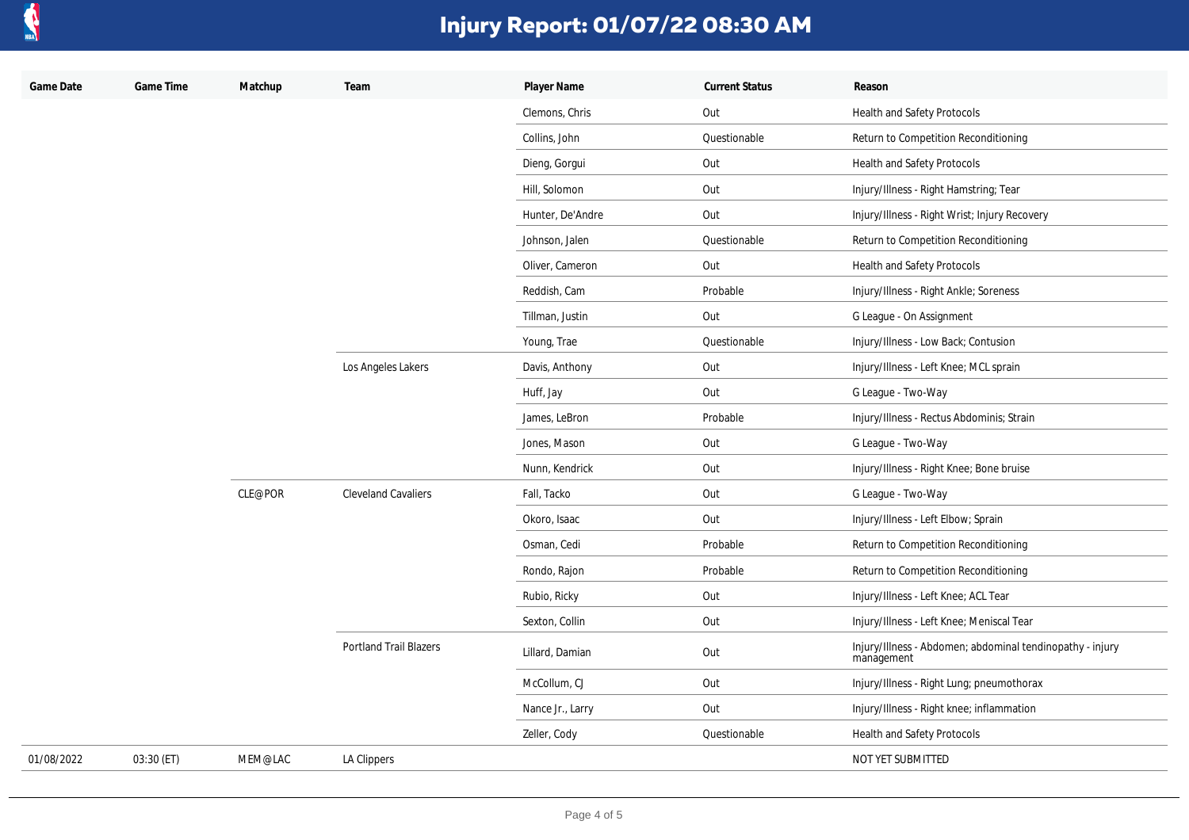# Injury Report: 01/07/22 08:30 AM

| Game Date | Game Time | Matchup | Team | Player Name | Current Status | Reason |
|---|---|---|---|---|---|---|
| | | | | Clemons, Chris | Out | Health and Safety Protocols |
| | | | | Collins, John | Questionable | Return to Competition Reconditioning |
| | | | | Dieng, Gorgui | Out | Health and Safety Protocols |
| | | | | Hill, Solomon | Out | Injury/Illness - Right Hamstring; Tear |
| | | | | Hunter, De'Andre | Out | Injury/Illness - Right Wrist; Injury Recovery |
| | | | | Johnson, Jalen | Questionable | Return to Competition Reconditioning |
| | | | | Oliver, Cameron | Out | Health and Safety Protocols |
| | | | | Reddish, Cam | Probable | Injury/Illness - Right Ankle; Soreness |
| | | | | Tillman, Justin | Out | G League - On Assignment |
| | | | | Young, Trae | Questionable | Injury/Illness - Low Back; Contusion |
| | | | Los Angeles Lakers | Davis, Anthony | Out | Injury/Illness - Left Knee; MCL sprain |
| | | | | Huff, Jay | Out | G League - Two-Way |
| | | | | James, LeBron | Probable | Injury/Illness - Rectus Abdominis; Strain |
| | | | | Jones, Mason | Out | G League - Two-Way |
| | | | | Nunn, Kendrick | Out | Injury/Illness - Right Knee; Bone bruise |
| | | CLE@POR | Cleveland Cavaliers | Fall, Tacko | Out | G League - Two-Way |
| | | | | Okoro, Isaac | Out | Injury/Illness - Left Elbow; Sprain |
| | | | | Osman, Cedi | Probable | Return to Competition Reconditioning |
| | | | | Rondo, Rajon | Probable | Return to Competition Reconditioning |
| | | | | Rubio, Ricky | Out | Injury/Illness - Left Knee; ACL Tear |
| | | | | Sexton, Collin | Out | Injury/Illness - Left Knee; Meniscal Tear |
| | | | Portland Trail Blazers | Lillard, Damian | Out | Injury/Illness - Abdomen; abdominal tendinopathy - injury management |
| | | | | McCollum, CJ | Out | Injury/Illness - Right Lung; pneumothorax |
| | | | | Nance Jr., Larry | Out | Injury/Illness - Right knee; inflammation |
| | | | | Zeller, Cody | Questionable | Health and Safety Protocols |
| 01/08/2022 | 03:30 (ET) | MEM@LAC | LA Clippers | | | NOT YET SUBMITTED |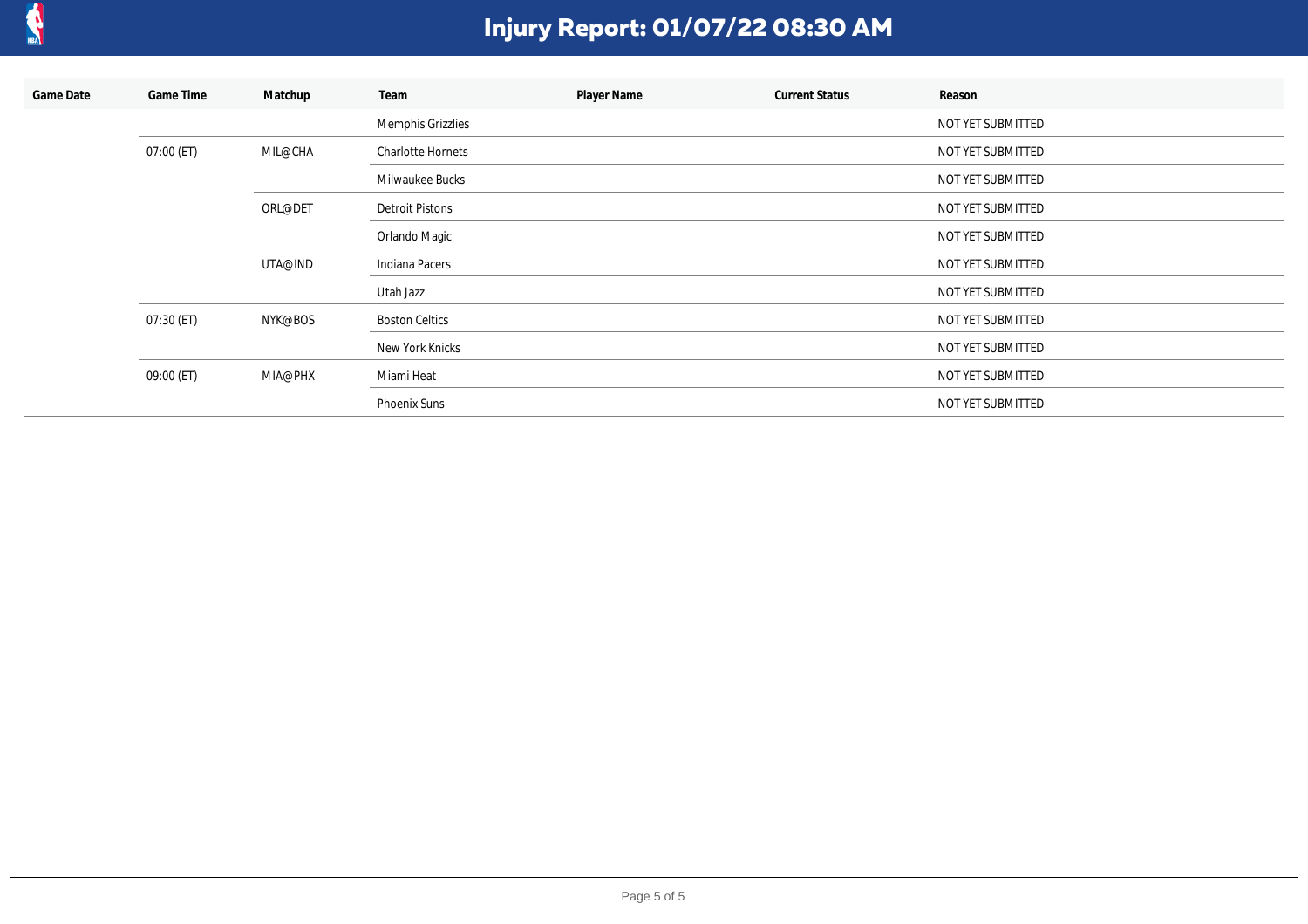# Injury Report: 01/07/22 08:30 AM

| Game Date | Game Time | Matchup | Team | Player Name | Current Status | Reason |
|---|---|---|---|---|---|---|
| | | | Memphis Grizzlies | | | NOT YET SUBMITTED |
| | 07:00 (ET) | MIL@CHA | Charlotte Hornets | | | NOT YET SUBMITTED |
| | | | Milwaukee Bucks | | | NOT YET SUBMITTED |
| | | ORL@DET | Detroit Pistons | | | NOT YET SUBMITTED |
| | | | Orlando Magic | | | NOT YET SUBMITTED |
| | | UTA@IND | Indiana Pacers | | | NOT YET SUBMITTED |
| | | | Utah Jazz | | | NOT YET SUBMITTED |
| | 07:30 (ET) | NYK@BOS | Boston Celtics | | | NOT YET SUBMITTED |
| | | | New York Knicks | | | NOT YET SUBMITTED |
| | 09:00 (ET) | MIA@PHX | Miami Heat | | | NOT YET SUBMITTED |
| | | | Phoenix Suns | | | NOT YET SUBMITTED |